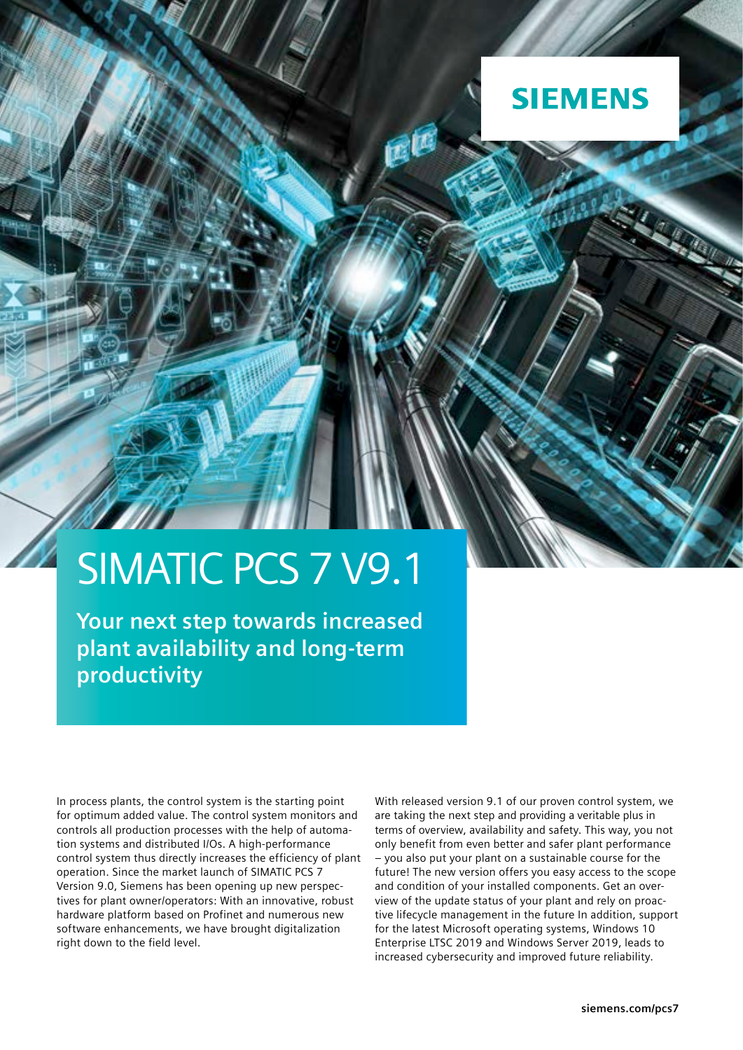SIEMENS

# SIMATIC PCS 7 V9.1

## Your next step towards increased plant availability and long-term productivity

In process plants, the control system is the starting point for optimum added value. The control system monitors and controls all production processes with the help of automation systems and distributed I/Os. A high-performance control system thus directly increases the efficiency of plant operation. Since the market launch of SIMATIC PCS 7 Version 9.0, Siemens has been opening up new perspectives for plant owner/operators: With an innovative, robust hardware platform based on Profinet and numerous new software enhancements, we have brought digitalization right down to the field level.

With released version 9.1 of our proven control system, we are taking the next step and providing a veritable plus in terms of overview, availability and safety. This way, you not only benefit from even better and safer plant performance – you also put your plant on a sustainable course for the future! The new version offers you easy access to the scope and condition of your installed components. Get an overview of the update status of your plant and rely on proactive lifecycle management in the future In addition, support for the latest Microsoft operating systems, Windows 10 Enterprise LTSC 2019 and Windows Server 2019, leads to increased cybersecurity and improved future reliability.

**siemens.com/pcs7**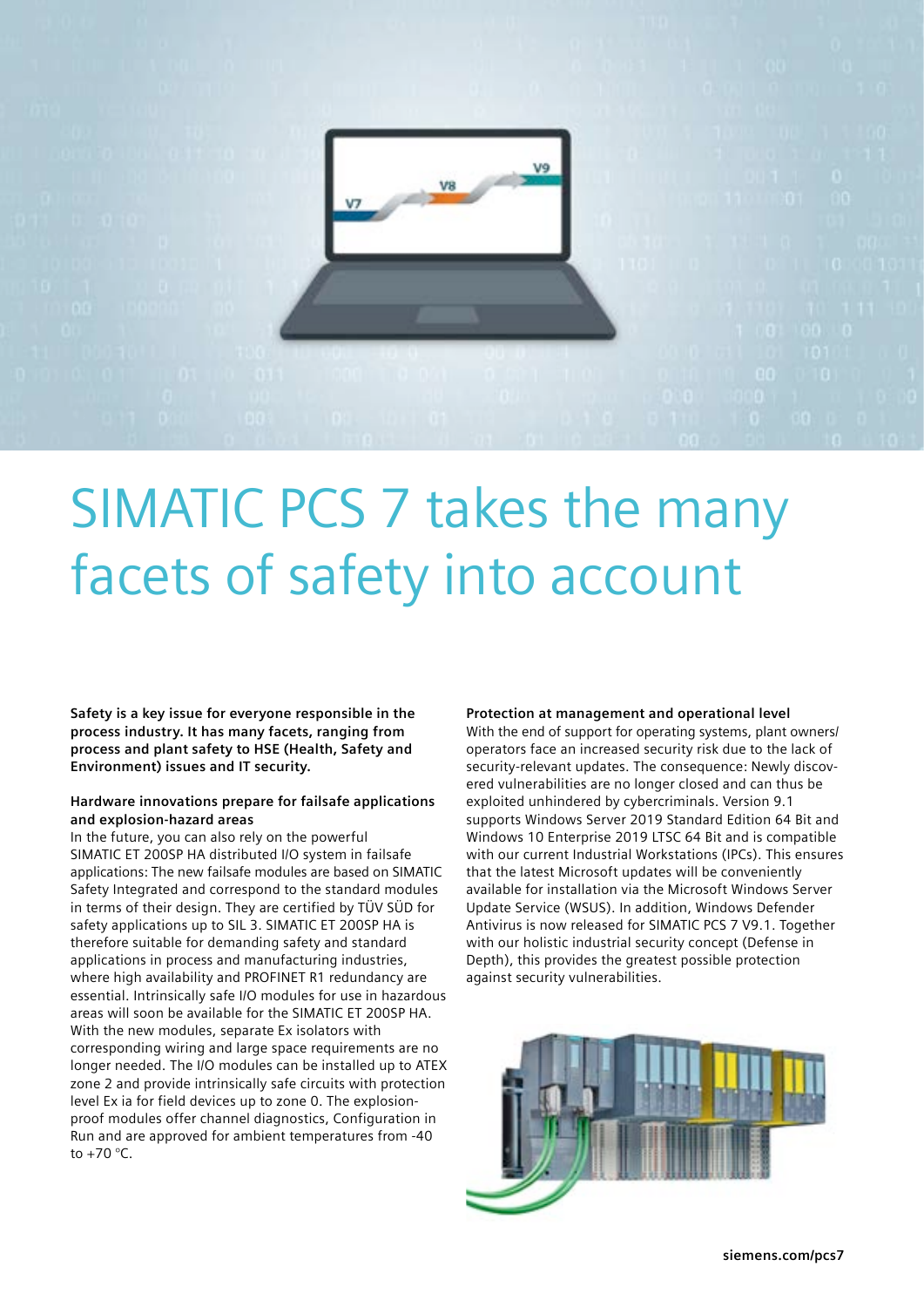# SIMATIC PCS 7 takes the many facets of safety into account

**Safety is a key issue for everyone responsible in the process industry. It has many facets, ranging from process and plant safety to HSE (Health, Safety and Environment) issues and IT security.**

### Hardware innovations prepare for failsafe applications and explosion-hazard areas

In the future, you can also rely on the powerful SIMATIC ET 200SP HA distributed I/O system in failsafe applications: The new failsafe modules are based on SIMATIC Safety Integrated and correspond to the standard modules in terms of their design. They are certified by TÜV SÜD for safety applications up to SIL 3. SIMATIC ET 200SP HA is therefore suitable for demanding safety and standard applications in process and manufacturing industries, where high availability and PROFINET R1 redundancy are essential. Intrinsically safe I/O modules for use in hazardous areas will soon be available for the SIMATIC ET 200SP HA. With the new modules, separate Ex isolators with corresponding wiring and large space requirements are no longer needed. The I/O modules can be installed up to ATEX zone 2 and provide intrinsically safe circuits with protection level Ex ia for field devices up to zone 0. The explosion-proof modules offer channel diagnostics, Configuration in Run and are approved for ambient temperatures from -40 to +70 °C.

### Protection at management and operational level

With the end of support for operating systems, plant owners/operators face an increased security risk due to the lack of security-relevant updates. The consequence: Newly discovered vulnerabilities are no longer closed and can thus be exploited unhindered by cybercriminals. Version 9.1 supports Windows Server 2019 Standard Edition 64 Bit and Windows 10 Enterprise 2019 LTSC 64 Bit and is compatible with our current Industrial Workstations (IPCs). This ensures that the latest Microsoft updates will be conveniently available for installation via the Microsoft Windows Server Update Service (WSUS). In addition, Windows Defender Antivirus is now released for SIMATIC PCS 7 V9.1. Together with our holistic industrial security concept (Defense in Depth), this provides the greatest possible protection against security vulnerabilities.

**siemens.com/pcs7**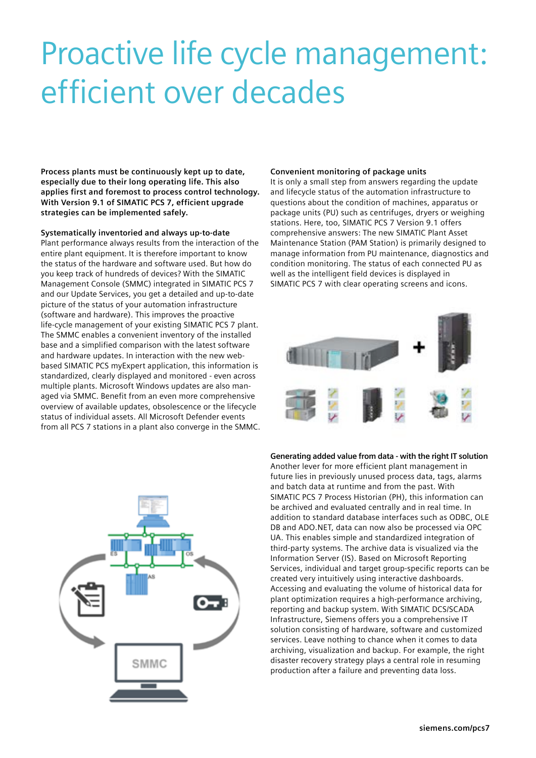# Proactive life cycle management: efficient over decades

**Process plants must be continuously kept up to date, especially due to their long operating life. This also applies first and foremost to process control technology. With Version 9.1 of SIMATIC PCS 7, efficient upgrade strategies can be implemented safely.**

**Systematically inventoried and always up-to-date**

Plant performance always results from the interaction of the entire plant equipment. It is therefore important to know the status of the hardware and software used. But how do you keep track of hundreds of devices? With the SIMATIC Management Console (SMMC) integrated in SIMATIC PCS 7 and our Update Services, you get a detailed and up-to-date picture of the status of your automation infrastructure (software and hardware). This improves the proactive life-cycle management of your existing SIMATIC PCS 7 plant. The SMMC enables a convenient inventory of the installed base and a simplified comparison with the latest software and hardware updates. In interaction with the new web-based SIMATIC PCS myExpert application, this information is standardized, clearly displayed and monitored - even across multiple plants. Microsoft Windows updates are also managed via SMMC. Benefit from an even more comprehensive overview of available updates, obsolescence or the lifecycle status of individual assets. All Microsoft Defender events from all PCS 7 stations in a plant also converge in the SMMC.

**Convenient monitoring of package units**

It is only a small step from answers regarding the update and lifecycle status of the automation infrastructure to questions about the condition of machines, apparatus or package units (PU) such as centrifuges, dryers or weighing stations. Here, too, SIMATIC PCS 7 Version 9.1 offers comprehensive answers: The new SIMATIC Plant Asset Maintenance Station (PAM Station) is primarily designed to manage information from PU maintenance, diagnostics and condition monitoring. The status of each connected PU as well as the intelligent field devices is displayed in SIMATIC PCS 7 with clear operating screens and icons.

**Generating added value from data - with the right IT solution**

Another lever for more efficient plant management in future lies in previously unused process data, tags, alarms and batch data at runtime and from the past. With SIMATIC PCS 7 Process Historian (PH), this information can be archived and evaluated centrally and in real time. In addition to standard database interfaces such as ODBC, OLE DB and ADO.NET, data can now also be processed via OPC UA. This enables simple and standardized integration of third-party systems. The archive data is visualized via the Information Server (IS). Based on Microsoft Reporting Services, individual and target group-specific reports can be created very intuitively using interactive dashboards. Accessing and evaluating the volume of historical data for plant optimization requires a high-performance archiving, reporting and backup system. With SIMATIC DCS/SCADA Infrastructure, Siemens offers you a comprehensive IT solution consisting of hardware, software and customized services. Leave nothing to chance when it comes to data archiving, visualization and backup. For example, the right disaster recovery strategy plays a central role in resuming production after a failure and preventing data loss.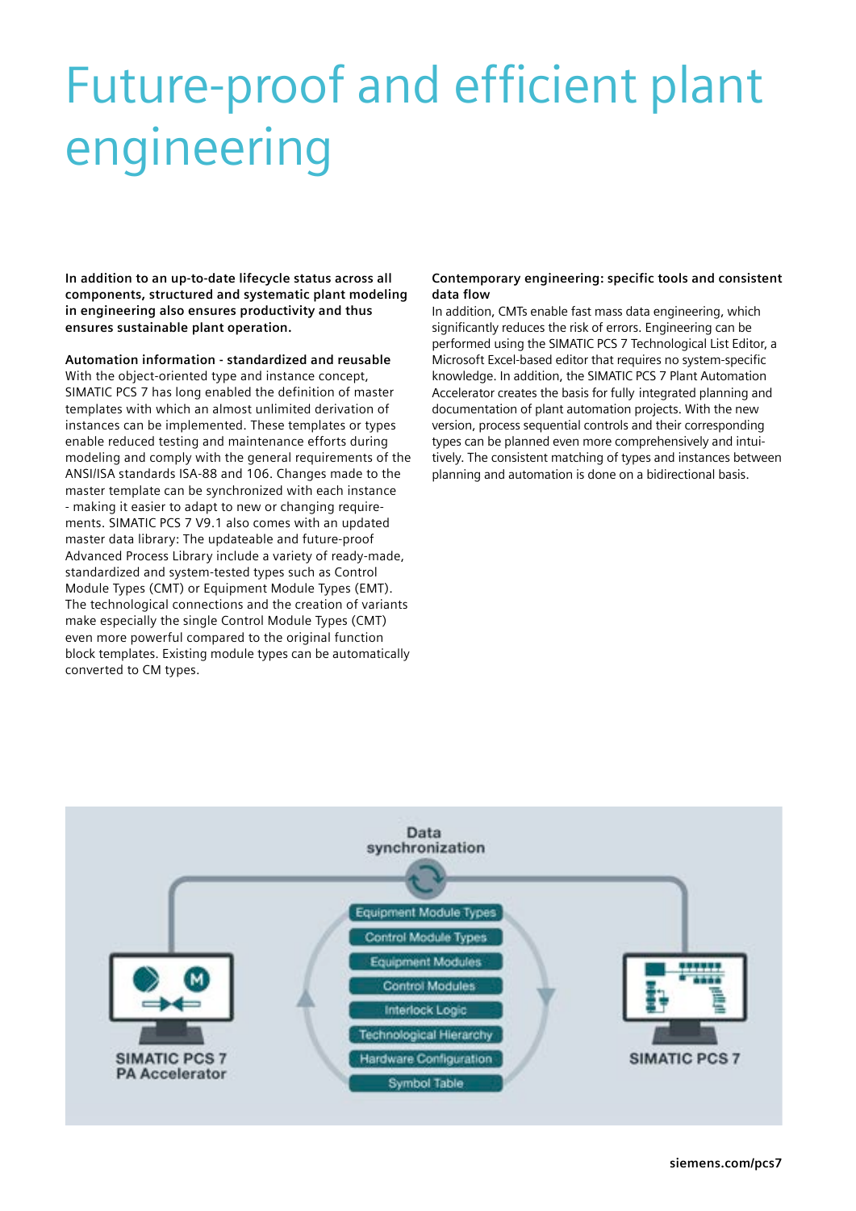# Future-proof and efficient plant engineering

**In addition to an up-to-date lifecycle status across all components, structured and systematic plant modeling in engineering also ensures productivity and thus ensures sustainable plant operation.**

**Automation information - standardized and reusable**

With the object-oriented type and instance concept, SIMATIC PCS 7 has long enabled the definition of master templates with which an almost unlimited derivation of instances can be implemented. These templates or types enable reduced testing and maintenance efforts during modeling and comply with the general requirements of the ANSI/ISA standards ISA-88 and 106. Changes made to the master template can be synchronized with each instance - making it easier to adapt to new or changing requirements. SIMATIC PCS 7 V9.1 also comes with an updated master data library: The updateable and future-proof Advanced Process Library include a variety of ready-made, standardized and system-tested types such as Control Module Types (CMT) or Equipment Module Types (EMT). The technological connections and the creation of variants make especially the single Control Module Types (CMT) even more powerful compared to the original function block templates. Existing module types can be automatically converted to CM types.

**Contemporary engineering: specific tools and consistent data flow**

In addition, CMTs enable fast mass data engineering, which significantly reduces the risk of errors. Engineering can be performed using the SIMATIC PCS 7 Technological List Editor, a Microsoft Excel-based editor that requires no system-specific knowledge. In addition, the SIMATIC PCS 7 Plant Automation Accelerator creates the basis for fully integrated planning and documentation of plant automation projects. With the new version, process sequential controls and their corresponding types can be planned even more comprehensively and intuitively. The consistent matching of types and instances between planning and automation is done on a bidirectional basis.

Data synchronization

SIMATIC PCS 7 PA Accelerator

- Equipment Module Types
- Control Module Types
- Equipment Modules
- Control Modules
- Interlock Logic
- Technological Hierarchy
- Hardware Configuration
- Symbol Table

SIMATIC PCS 7

siemens.com/pcs7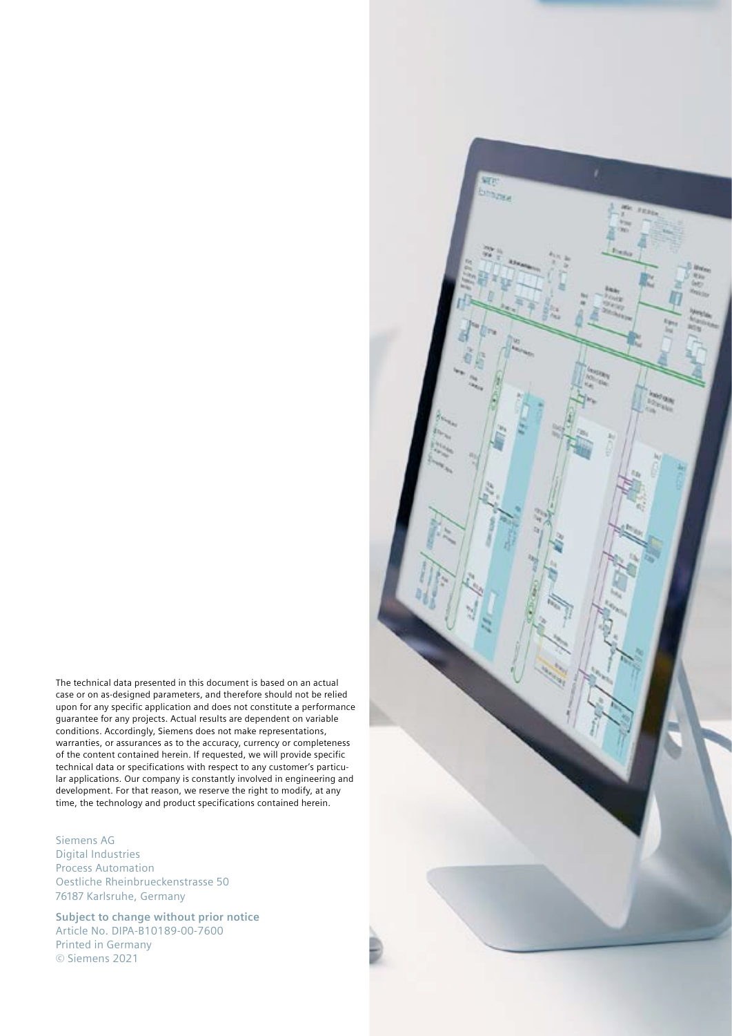The technical data presented in this document is based on an actual case or on as-designed parameters, and therefore should not be relied upon for any specific application and does not constitute a performance guarantee for any projects. Actual results are dependent on variable conditions. Accordingly, Siemens does not make representations, warranties, or assurances as to the accuracy, currency or completeness of the content contained herein. If requested, we will provide specific technical data or specifications with respect to any customer's particular applications. Our company is constantly involved in engineering and development. For that reason, we reserve the right to modify, at any time, the technology and product specifications contained herein.

Siemens AG
Digital Industries
Process Automation
Oestliche Rheinbrueckenstrasse 50
76187 Karlsruhe, Germany

**Subject to change without prior notice**
Article No. DIPA-B10189-00-7600
Printed in Germany
© Siemens 2021